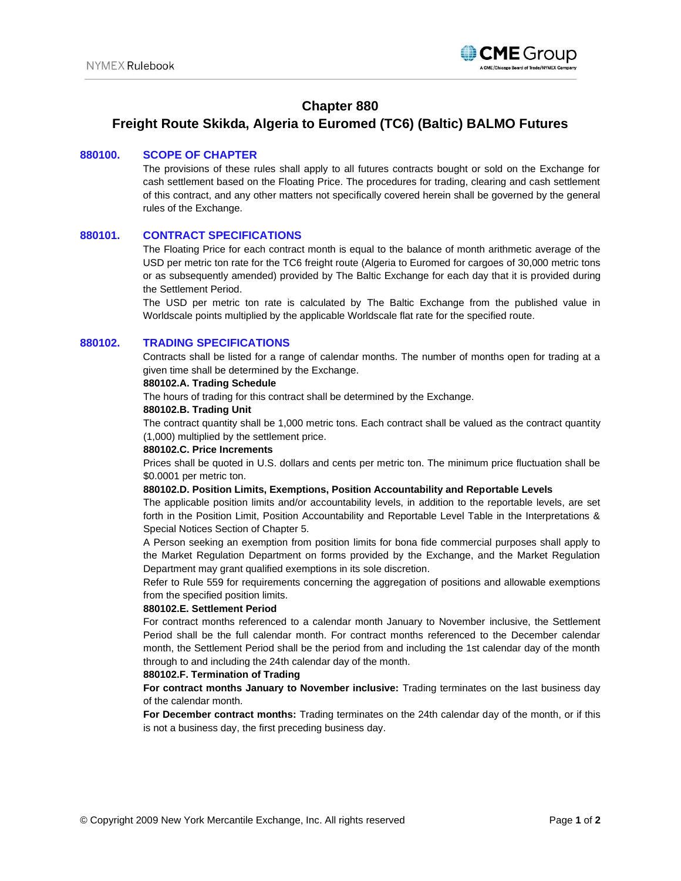# Chapter 880
# Freight Route Skikda, Algeria to Euromed (TC6) (Baltic) BALMO Futures

## 880100. SCOPE OF CHAPTER

The provisions of these rules shall apply to all futures contracts bought or sold on the Exchange for cash settlement based on the Floating Price. The procedures for trading, clearing and cash settlement of this contract, and any other matters not specifically covered herein shall be governed by the general rules of the Exchange.

## 880101. CONTRACT SPECIFICATIONS

The Floating Price for each contract month is equal to the balance of month arithmetic average of the USD per metric ton rate for the TC6 freight route (Algeria to Euromed for cargoes of 30,000 metric tons or as subsequently amended) provided by The Baltic Exchange for each day that it is provided during the Settlement Period.

The USD per metric ton rate is calculated by The Baltic Exchange from the published value in Worldscale points multiplied by the applicable Worldscale flat rate for the specified route.

## 880102. TRADING SPECIFICATIONS

Contracts shall be listed for a range of calendar months. The number of months open for trading at a given time shall be determined by the Exchange.

**880102.A. Trading Schedule**

The hours of trading for this contract shall be determined by the Exchange.

**880102.B. Trading Unit**

The contract quantity shall be 1,000 metric tons. Each contract shall be valued as the contract quantity (1,000) multiplied by the settlement price.

**880102.C. Price Increments**

Prices shall be quoted in U.S. dollars and cents per metric ton. The minimum price fluctuation shall be $0.0001 per metric ton.

**880102.D. Position Limits, Exemptions, Position Accountability and Reportable Levels**

The applicable position limits and/or accountability levels, in addition to the reportable levels, are set forth in the Position Limit, Position Accountability and Reportable Level Table in the Interpretations & Special Notices Section of Chapter 5.

A Person seeking an exemption from position limits for bona fide commercial purposes shall apply to the Market Regulation Department on forms provided by the Exchange, and the Market Regulation Department may grant qualified exemptions in its sole discretion.

Refer to Rule 559 for requirements concerning the aggregation of positions and allowable exemptions from the specified position limits.

**880102.E. Settlement Period**

For contract months referenced to a calendar month January to November inclusive, the Settlement Period shall be the full calendar month. For contract months referenced to the December calendar month, the Settlement Period shall be the period from and including the 1st calendar day of the month through to and including the 24th calendar day of the month.

**880102.F. Termination of Trading**

**For contract months January to November inclusive:** Trading terminates on the last business day of the calendar month.

**For December contract months:** Trading terminates on the 24th calendar day of the month, or if this is not a business day, the first preceding business day.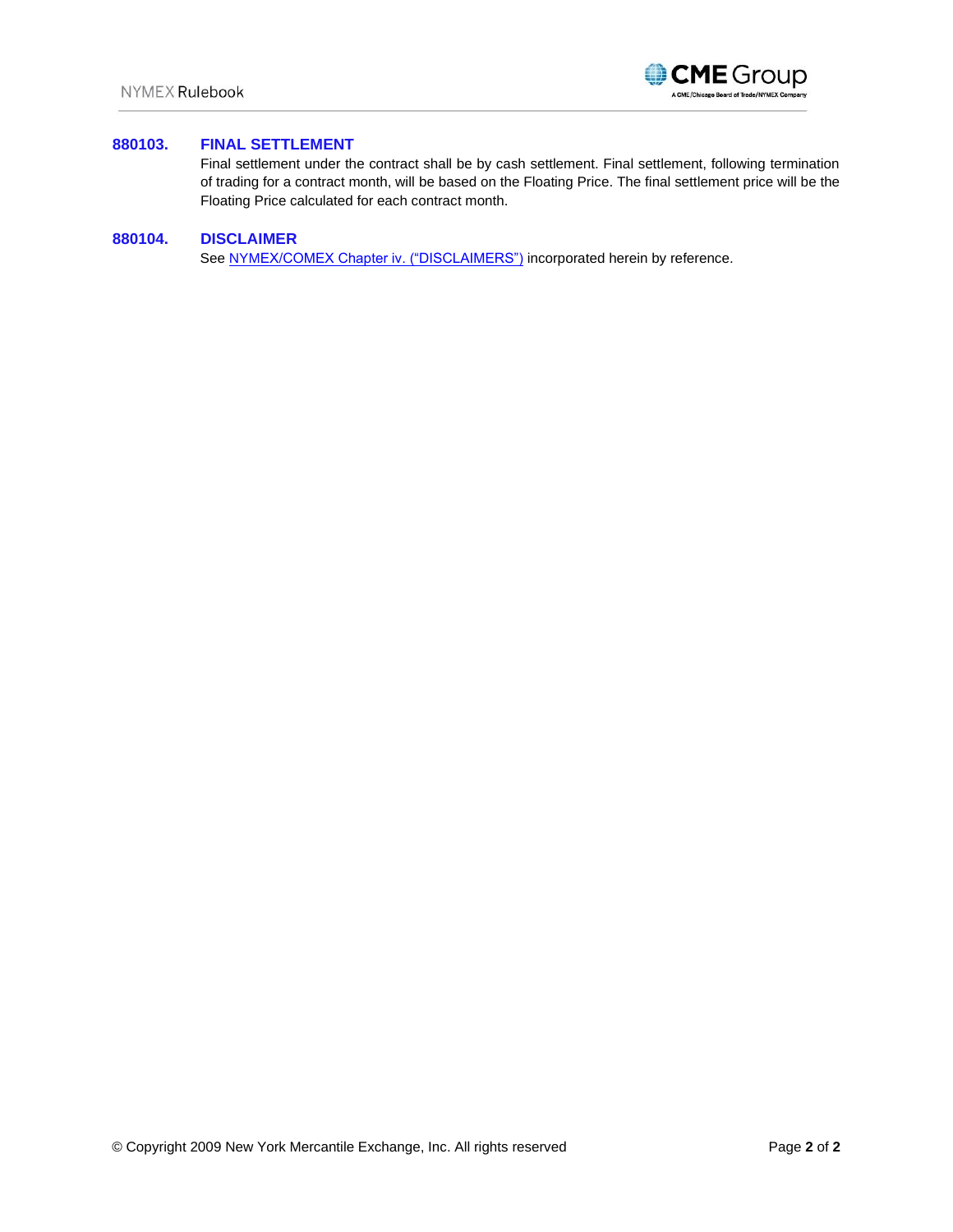## 880103. FINAL SETTLEMENT

Final settlement under the contract shall be by cash settlement. Final settlement, following termination of trading for a contract month, will be based on the Floating Price. The final settlement price will be the Floating Price calculated for each contract month.

## 880104. DISCLAIMER

See NYMEX/COMEX Chapter iv. ("DISCLAIMERS") incorporated herein by reference.